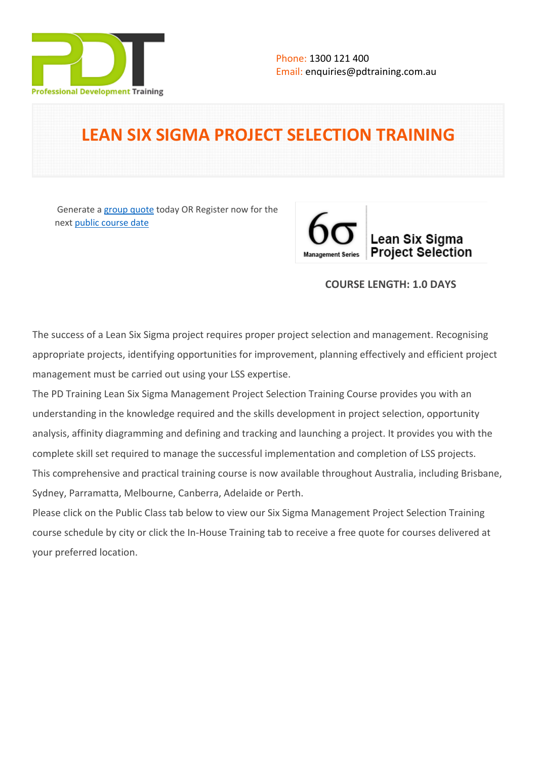Phone: 1300 121 400
Email: enquiries@pdtraining.com.au

# LEAN SIX SIGMA PROJECT SELECTION TRAINING

Generate a group quote today OR Register now for the next public course date

**COURSE LENGTH: 1.0 DAYS**

The success of a Lean Six Sigma project requires proper project selection and management. Recognising appropriate projects, identifying opportunities for improvement, planning effectively and efficient project management must be carried out using your LSS expertise.

The PD Training Lean Six Sigma Management Project Selection Training Course provides you with an understanding in the knowledge required and the skills development in project selection, opportunity analysis, affinity diagramming and defining and tracking and launching a project. It provides you with the complete skill set required to manage the successful implementation and completion of LSS projects.

This comprehensive and practical training course is now available throughout Australia, including Brisbane, Sydney, Parramatta, Melbourne, Canberra, Adelaide or Perth.

Please click on the Public Class tab below to view our Six Sigma Management Project Selection Training course schedule by city or click the In-House Training tab to receive a free quote for courses delivered at your preferred location.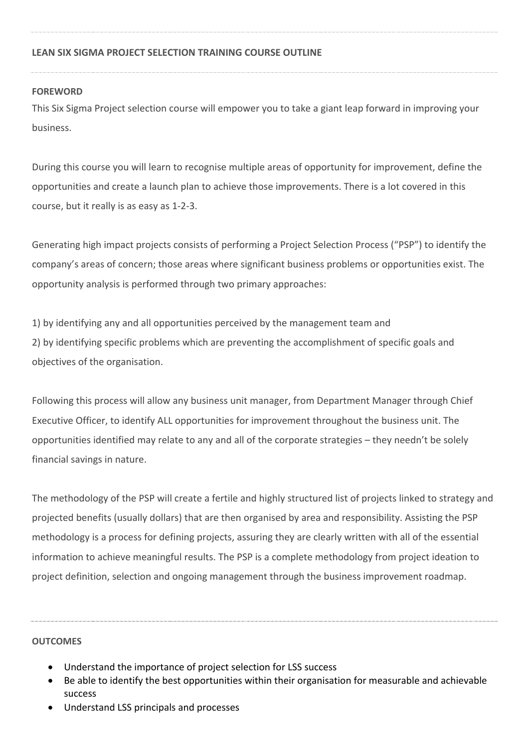**LEAN SIX SIGMA PROJECT SELECTION TRAINING COURSE OUTLINE**

---

**FOREWORD**

This Six Sigma Project selection course will empower you to take a giant leap forward in improving your business.

During this course you will learn to recognise multiple areas of opportunity for improvement, define the opportunities and create a launch plan to achieve those improvements. There is a lot covered in this course, but it really is as easy as 1-2-3.

Generating high impact projects consists of performing a Project Selection Process ("PSP") to identify the company's areas of concern; those areas where significant business problems or opportunities exist. The opportunity analysis is performed through two primary approaches:

1) by identifying any and all opportunities perceived by the management team and
2) by identifying specific problems which are preventing the accomplishment of specific goals and objectives of the organisation.

Following this process will allow any business unit manager, from Department Manager through Chief Executive Officer, to identify ALL opportunities for improvement throughout the business unit. The opportunities identified may relate to any and all of the corporate strategies – they needn't be solely financial savings in nature.

The methodology of the PSP will create a fertile and highly structured list of projects linked to strategy and projected benefits (usually dollars) that are then organised by area and responsibility. Assisting the PSP methodology is a process for defining projects, assuring they are clearly written with all of the essential information to achieve meaningful results. The PSP is a complete methodology from project ideation to project definition, selection and ongoing management through the business improvement roadmap.

---

**OUTCOMES**

- Understand the importance of project selection for LSS success
- Be able to identify the best opportunities within their organisation for measurable and achievable success
- Understand LSS principals and processes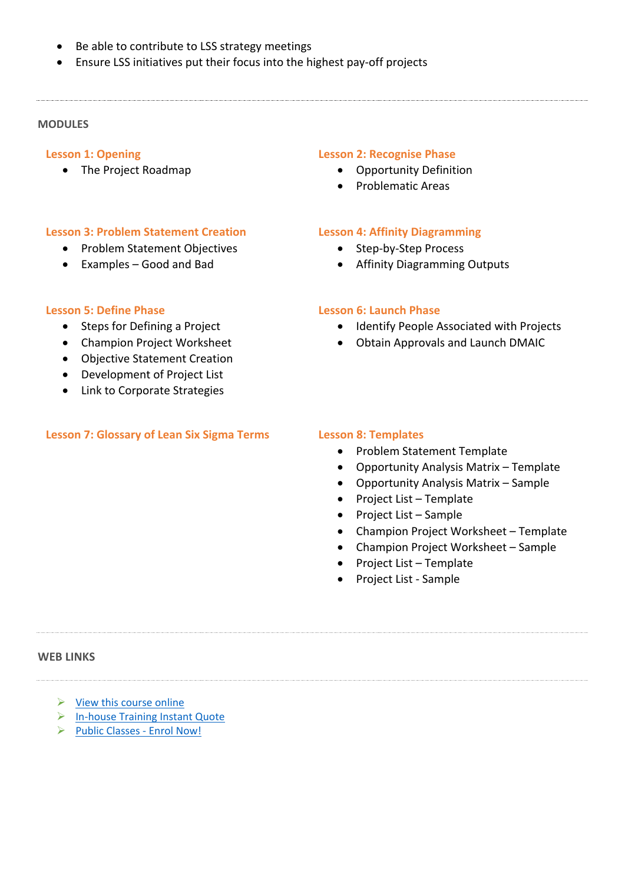- Be able to contribute to LSS strategy meetings
- Ensure LSS initiatives put their focus into the highest pay-off projects

## MODULES

### Lesson 1: Opening

- The Project Roadmap

### Lesson 2: Recognise Phase

- Opportunity Definition
- Problematic Areas

### Lesson 3: Problem Statement Creation

- Problem Statement Objectives
- Examples – Good and Bad

### Lesson 4: Affinity Diagramming

- Step-by-Step Process
- Affinity Diagramming Outputs

### Lesson 5: Define Phase

- Steps for Defining a Project
- Champion Project Worksheet
- Objective Statement Creation
- Development of Project List
- Link to Corporate Strategies

### Lesson 6: Launch Phase

- Identify People Associated with Projects
- Obtain Approvals and Launch DMAIC

### Lesson 7: Glossary of Lean Six Sigma Terms

### Lesson 8: Templates

- Problem Statement Template
- Opportunity Analysis Matrix – Template
- Opportunity Analysis Matrix – Sample
- Project List – Template
- Project List – Sample
- Champion Project Worksheet – Template
- Champion Project Worksheet – Sample
- Project List – Template
- Project List - Sample

## WEB LINKS

- View this course online
- In-house Training Instant Quote
- Public Classes - Enrol Now!